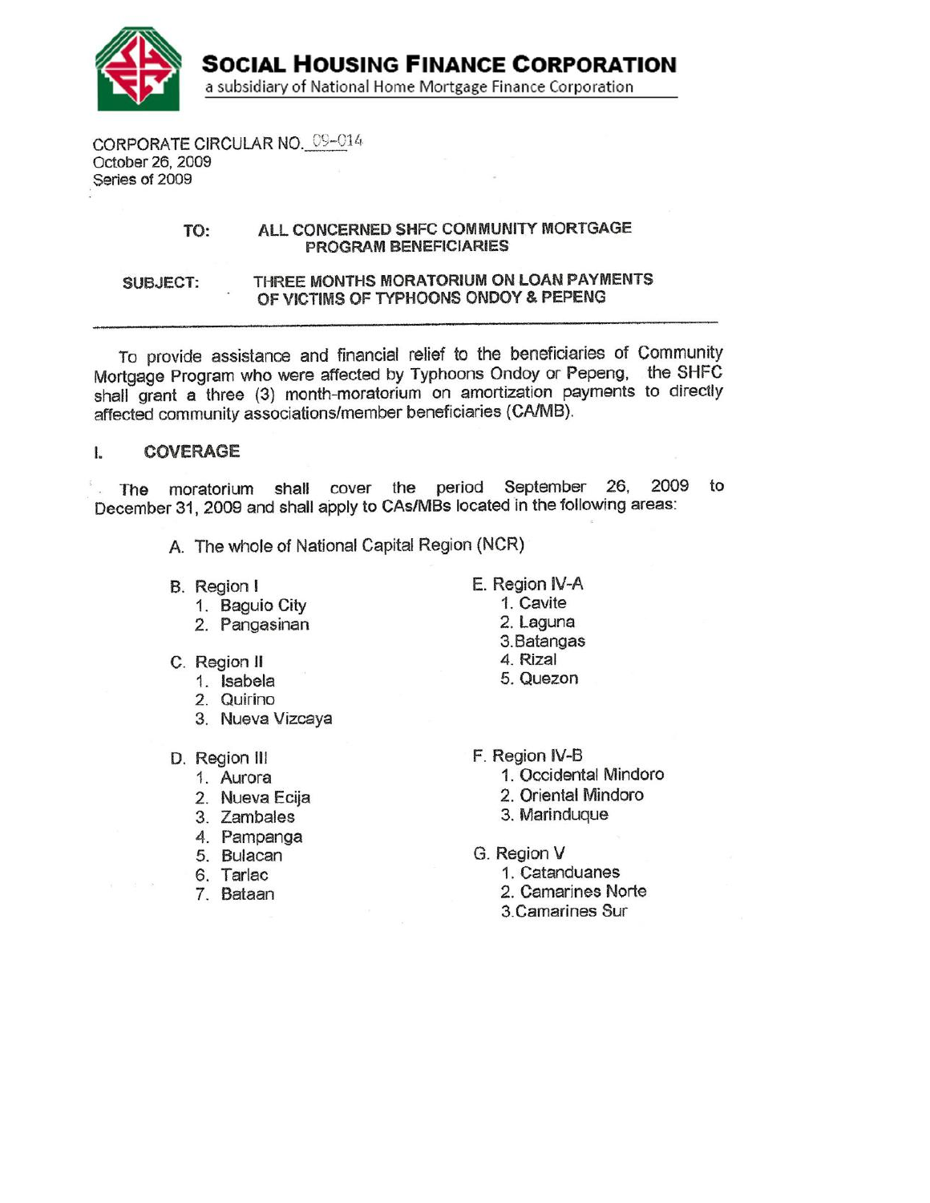# SOCIAL HOUSING FINANCE CORPORATION

a subsidiary of National Home Mortgage Finance Corporation

CORPORATE CIRCULAR NO. 09-014
October 26, 2009
Series of 2009

**TO:** ALL CONCERNED SHFC COMMUNITY MORTGAGE PROGRAM BENEFICIARIES

**SUBJECT:** THREE MONTHS MORATORIUM ON LOAN PAYMENTS OF VICTIMS OF TYPHOONS ONDOY & PEPENG

---

To provide assistance and financial relief to the beneficiaries of Community Mortgage Program who were affected by Typhoons Ondoy or Pepeng, the SHFC shall grant a three (3) month-moratorium on amortization payments to directly affected community associations/member beneficiaries (CA/MB).

## I. COVERAGE

The moratorium shall cover the period September 26, 2009 to December 31, 2009 and shall apply to CAs/MBs located in the following areas:

A. The whole of National Capital Region (NCR)

B. Region I
1. Baguio City
2. Pangasinan

C. Region II
1. Isabela
2. Quirino
3. Nueva Vizcaya

D. Region III
1. Aurora
2. Nueva Ecija
3. Zambales
4. Pampanga
5. Bulacan
6. Tarlac
7. Bataan

E. Region IV-A
1. Cavite
2. Laguna
3. Batangas
4. Rizal
5. Quezon

F. Region IV-B
1. Occidental Mindoro
2. Oriental Mindoro
3. Marinduque

G. Region V
1. Catanduanes
2. Camarines Norte
3. Camarines Sur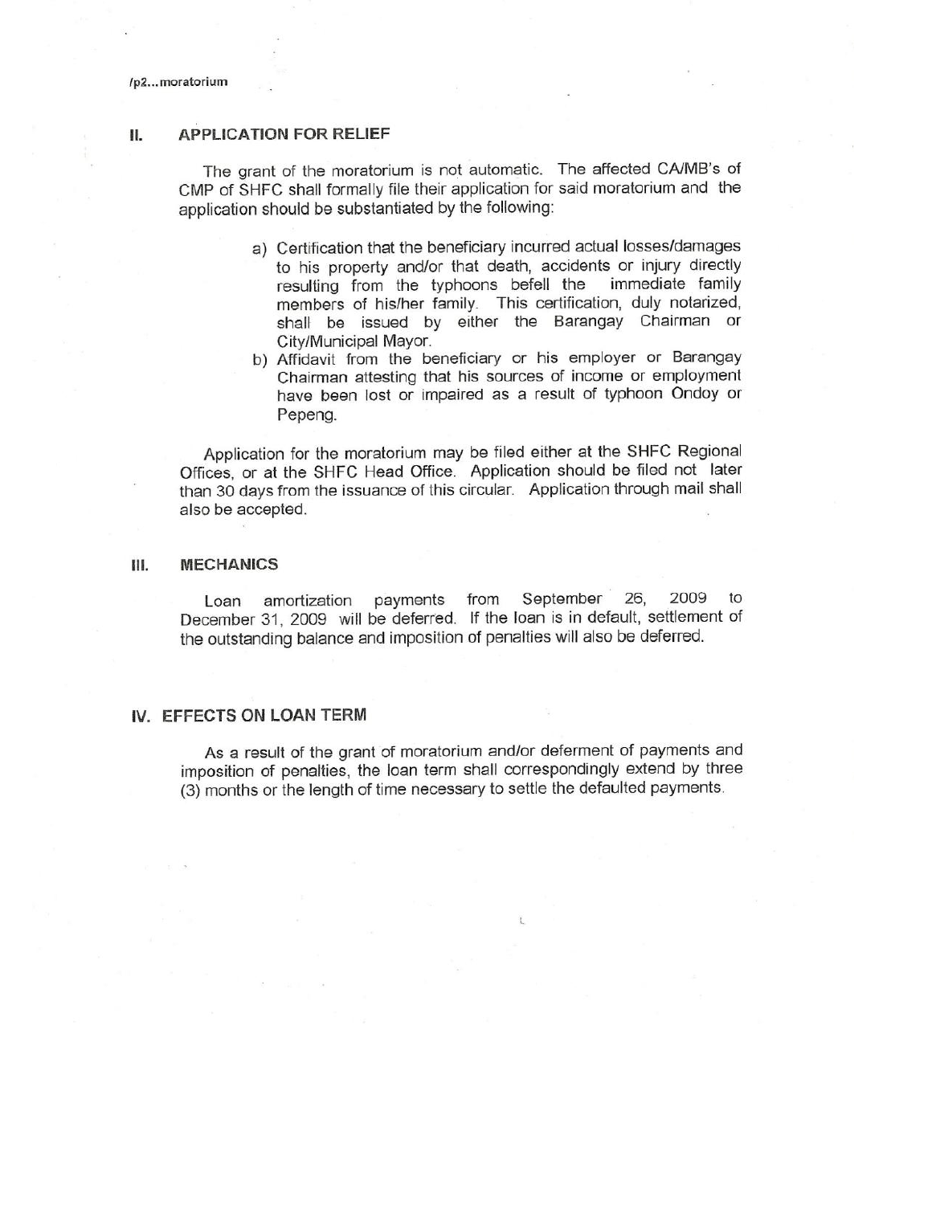## II. APPLICATION FOR RELIEF

The grant of the moratorium is not automatic. The affected CA/MB's of CMP of SHFC shall formally file their application for said moratorium and the application should be substantiated by the following:

a) Certification that the beneficiary incurred actual losses/damages to his property and/or that death, accidents or injury directly resulting from the typhoons befell the immediate family members of his/her family. This certification, duly notarized, shall be issued by either the Barangay Chairman or City/Municipal Mayor.
b) Affidavit from the beneficiary or his employer or Barangay Chairman attesting that his sources of income or employment have been lost or impaired as a result of typhoon Ondoy or Pepeng.

Application for the moratorium may be filed either at the SHFC Regional Offices, or at the SHFC Head Office. Application should be filed not later than 30 days from the issuance of this circular. Application through mail shall also be accepted.

## III. MECHANICS

Loan amortization payments from September 26, 2009 to December 31, 2009 will be deferred. If the loan is in default, settlement of the outstanding balance and imposition of penalties will also be deferred.

## IV. EFFECTS ON LOAN TERM

As a result of the grant of moratorium and/or deferment of payments and imposition of penalties, the loan term shall correspondingly extend by three (3) months or the length of time necessary to settle the defaulted payments.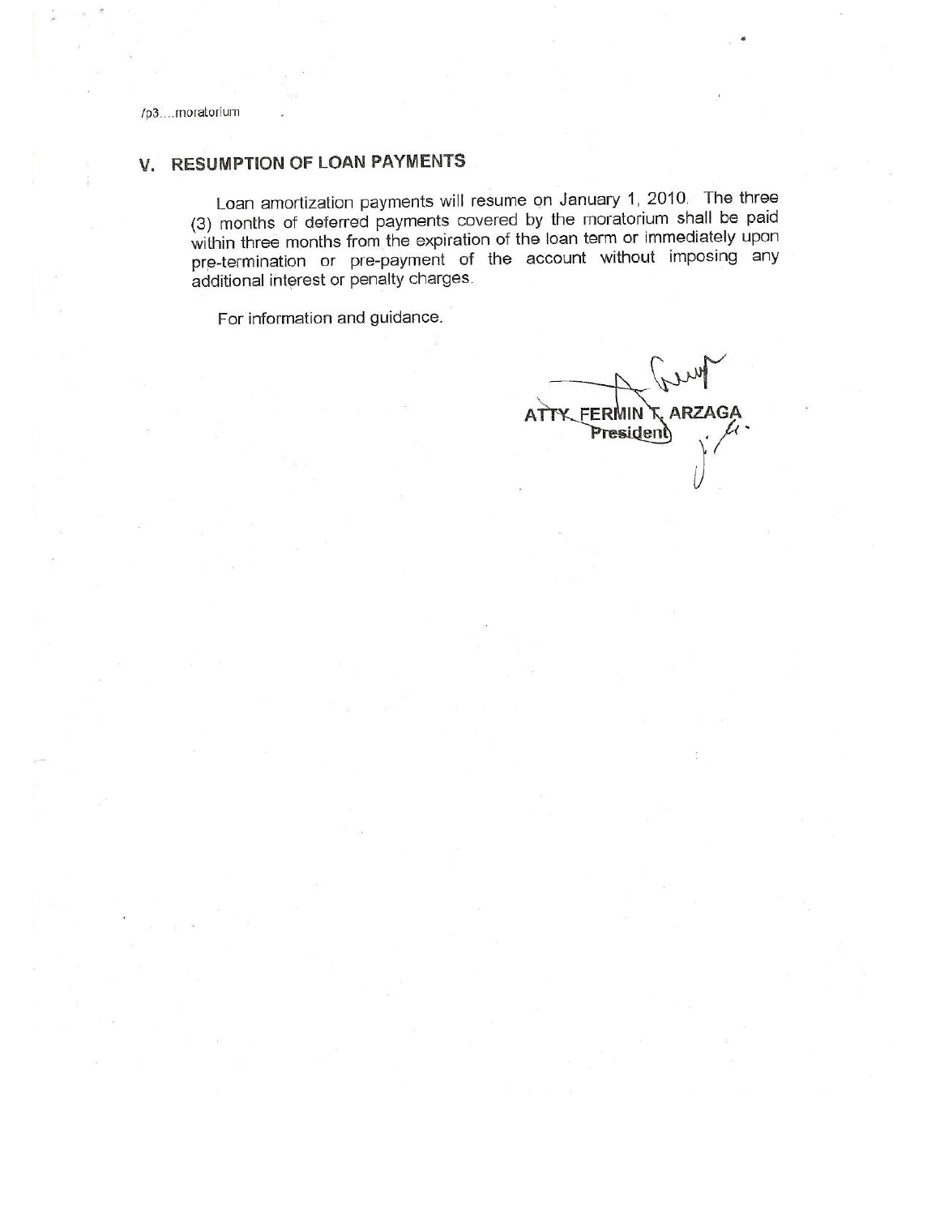/p3....moratorium

## V. RESUMPTION OF LOAN PAYMENTS

Loan amortization payments will resume on January 1, 2010. The three (3) months of deferred payments covered by the moratorium shall be paid within three months from the expiration of the loan term or immediately upon pre-termination or pre-payment of the account without imposing any additional interest or penalty charges.

For information and guidance.

**ATTY. FERMIN T. ARZAGA**
**President**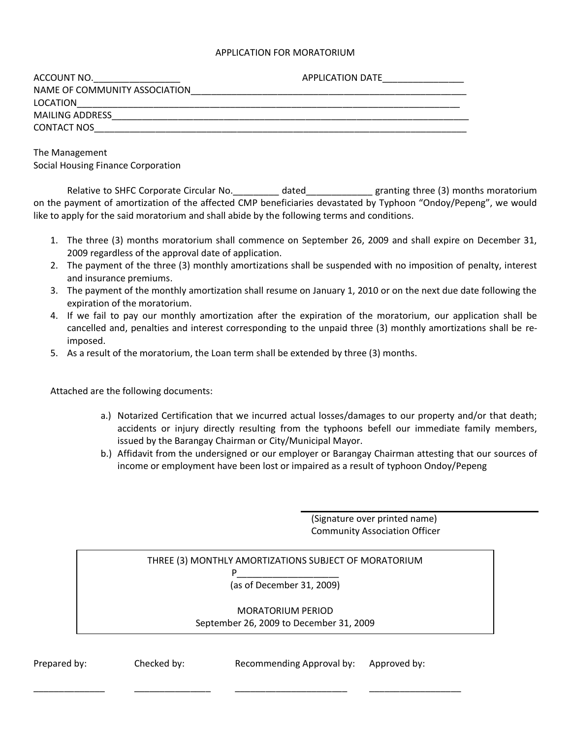# APPLICATION FOR MORATORIUM

ACCOUNT NO.\_\_\_\_\_\_\_\_\_\_\_\_\_\_\_\_\_ APPLICATION DATE\_\_\_\_\_\_\_\_\_\_\_\_\_\_\_\_

NAME OF COMMUNITY ASSOCIATION\_\_\_\_\_\_\_\_\_\_\_\_\_\_\_\_\_\_\_\_\_\_\_\_\_\_\_\_\_\_\_\_\_\_\_\_\_\_\_\_\_\_\_\_\_\_\_\_\_\_\_\_\_\_\_\_

LOCATION\_\_\_\_\_\_\_\_\_\_\_\_\_\_\_\_\_\_\_\_\_\_\_\_\_\_\_\_\_\_\_\_\_\_\_\_\_\_\_\_\_\_\_\_\_\_\_\_\_\_\_\_\_\_\_\_\_\_\_\_\_\_\_\_\_\_\_\_\_\_\_\_\_\_\_\_\_

MAILING ADDRESS\_\_\_\_\_\_\_\_\_\_\_\_\_\_\_\_\_\_\_\_\_\_\_\_\_\_\_\_\_\_\_\_\_\_\_\_\_\_\_\_\_\_\_\_\_\_\_\_\_\_\_\_\_\_\_\_\_\_\_\_\_\_\_\_\_\_\_\_\_\_\_\_\_\_

CONTACT NOS\_\_\_\_\_\_\_\_\_\_\_\_\_\_\_\_\_\_\_\_\_\_\_\_\_\_\_\_\_\_\_\_\_\_\_\_\_\_\_\_\_\_\_\_\_\_\_\_\_\_\_\_\_\_\_\_\_\_\_\_\_\_\_\_\_\_\_\_\_\_\_\_\_\_\_\_

The Management
Social Housing Finance Corporation

Relative to SHFC Corporate Circular No.\_\_\_\_\_\_\_\_\_ dated\_\_\_\_\_\_\_\_\_\_\_\_\_ granting three (3) months moratorium on the payment of amortization of the affected CMP beneficiaries devastated by Typhoon "Ondoy/Pepeng", we would like to apply for the said moratorium and shall abide by the following terms and conditions.

1. The three (3) months moratorium shall commence on September 26, 2009 and shall expire on December 31, 2009 regardless of the approval date of application.
2. The payment of the three (3) monthly amortizations shall be suspended with no imposition of penalty, interest and insurance premiums.
3. The payment of the monthly amortization shall resume on January 1, 2010 or on the next due date following the expiration of the moratorium.
4. If we fail to pay our monthly amortization after the expiration of the moratorium, our application shall be cancelled and, penalties and interest corresponding to the unpaid three (3) monthly amortizations shall be re-imposed.
5. As a result of the moratorium, the Loan term shall be extended by three (3) months.

Attached are the following documents:

a.) Notarized Certification that we incurred actual losses/damages to our property and/or that death; accidents or injury directly resulting from the typhoons befell our immediate family members, issued by the Barangay Chairman or City/Municipal Mayor.

b.) Affidavit from the undersigned or our employer or Barangay Chairman attesting that our sources of income or employment have been lost or impaired as a result of typhoon Ondoy/Pepeng

\_\_\_\_\_\_\_\_\_\_\_\_\_\_\_\_\_\_\_\_\_\_\_\_\_\_\_\_\_\_\_\_\_\_\_\_\_\_\_\_
(Signature over printed name)
Community Association Officer

THREE (3) MONTHLY AMORTIZATIONS SUBJECT OF MORATORIUM
P\_\_\_\_\_\_\_\_\_\_\_\_\_\_\_\_\_\_\_\_
(as of December 31, 2009)

MORATORIUM PERIOD
September 26, 2009 to December 31, 2009

| Prepared by: | Checked by: | Recommending Approval by: | Approved by: |
|---|---|---|---|
| \_\_\_\_\_\_\_\_\_\_\_\_\_\_ | \_\_\_\_\_\_\_\_\_\_\_\_\_\_\_ | \_\_\_\_\_\_\_\_\_\_\_\_\_\_\_\_\_\_\_\_\_\_\_ | \_\_\_\_\_\_\_\_\_\_\_\_\_\_\_\_\_\_\_ |